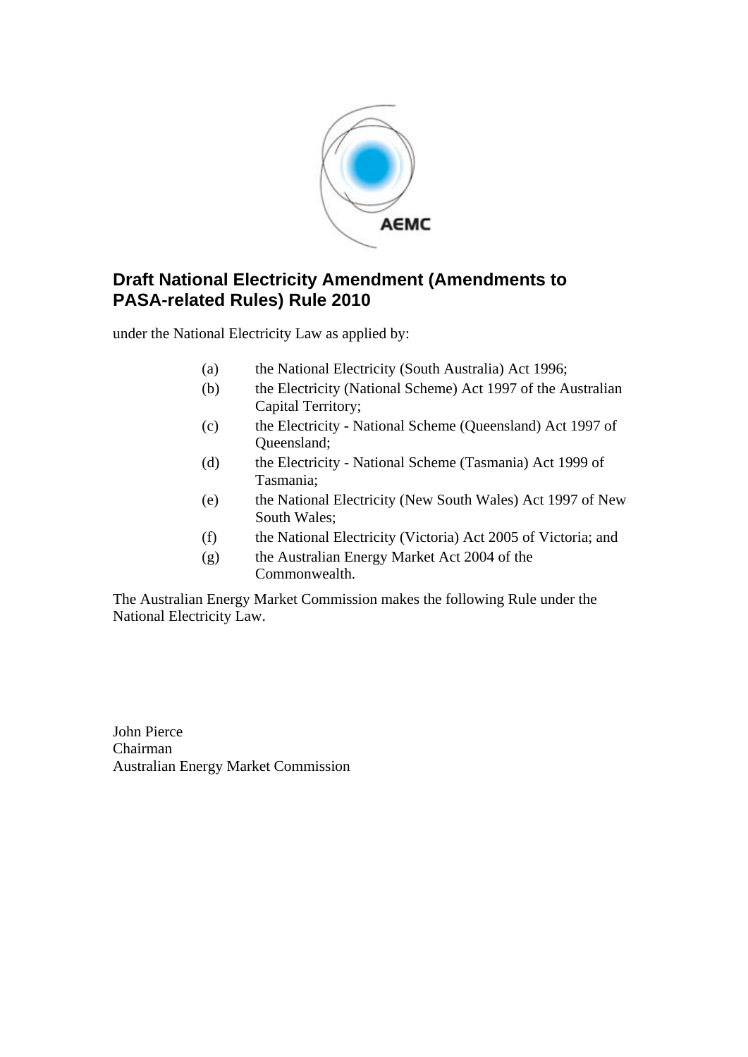# Draft National Electricity Amendment (Amendments to PASA-related Rules) Rule 2010

under the National Electricity Law as applied by:

(a) the National Electricity (South Australia) Act 1996;

(b) the Electricity (National Scheme) Act 1997 of the Australian Capital Territory;

(c) the Electricity - National Scheme (Queensland) Act 1997 of Queensland;

(d) the Electricity - National Scheme (Tasmania) Act 1999 of Tasmania;

(e) the National Electricity (New South Wales) Act 1997 of New South Wales;

(f) the National Electricity (Victoria) Act 2005 of Victoria; and

(g) the Australian Energy Market Act 2004 of the Commonwealth.

The Australian Energy Market Commission makes the following Rule under the National Electricity Law.

John Pierce
Chairman
Australian Energy Market Commission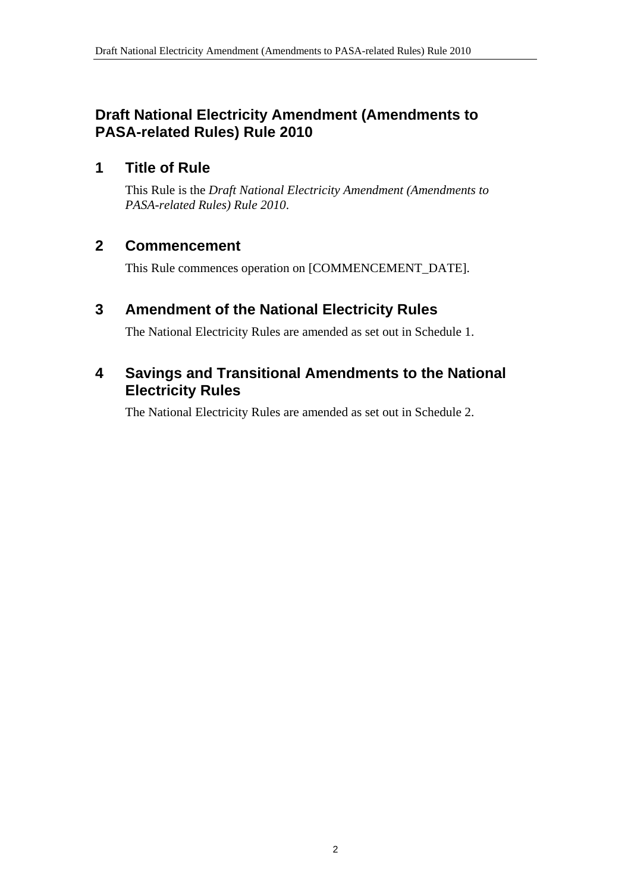# Draft National Electricity Amendment (Amendments to PASA-related Rules) Rule 2010

## 1 Title of Rule

This Rule is the *Draft National Electricity Amendment (Amendments to PASA-related Rules) Rule 2010*.

## 2 Commencement

This Rule commences operation on [COMMENCEMENT_DATE].

## 3 Amendment of the National Electricity Rules

The National Electricity Rules are amended as set out in Schedule 1.

## 4 Savings and Transitional Amendments to the National Electricity Rules

The National Electricity Rules are amended as set out in Schedule 2.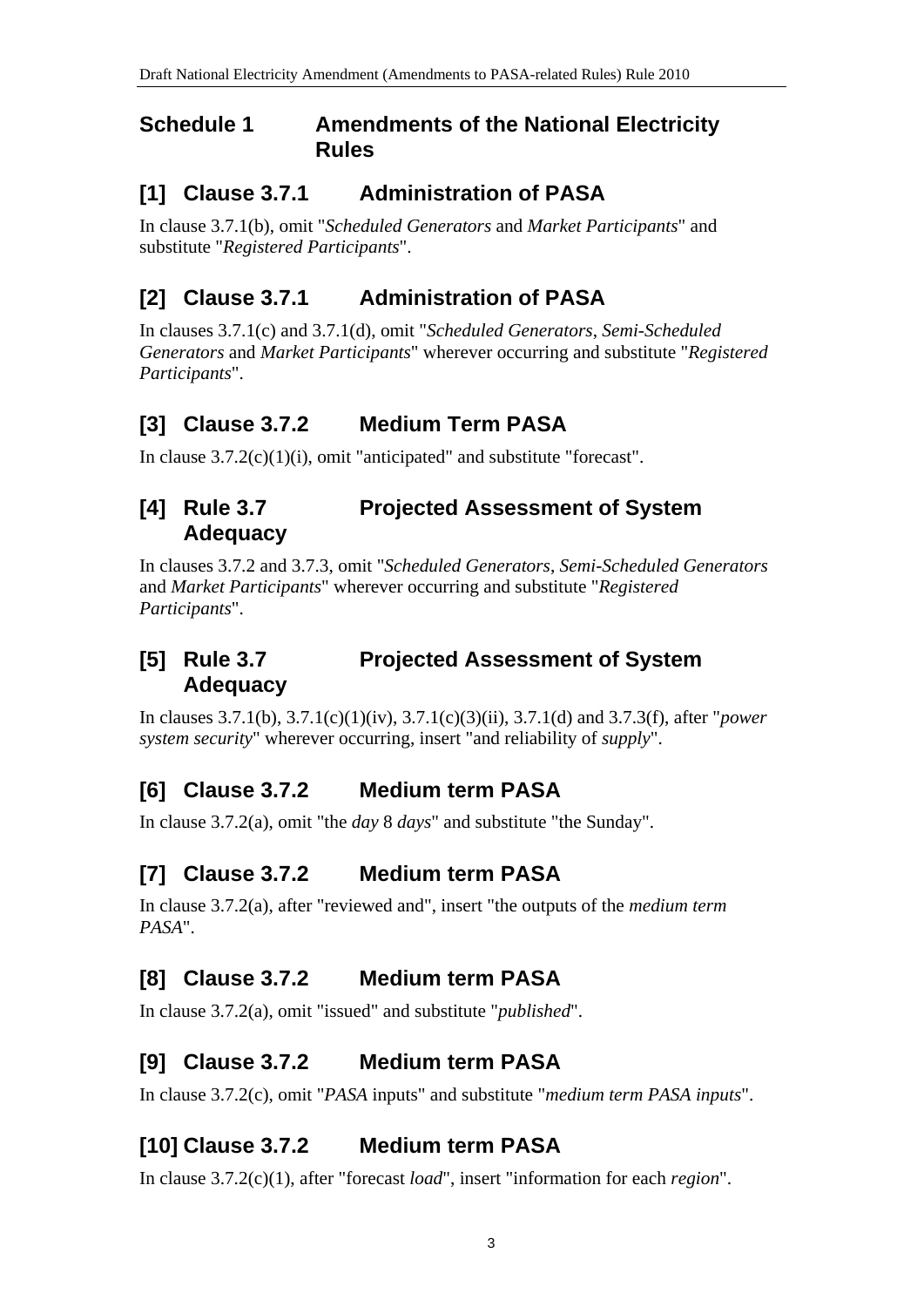## Schedule 1 Amendments of the National Electricity Rules

### [1] Clause 3.7.1 Administration of PASA

In clause 3.7.1(b), omit "*Scheduled Generators* and *Market Participants*" and substitute "*Registered Participants*".

### [2] Clause 3.7.1 Administration of PASA

In clauses 3.7.1(c) and 3.7.1(d), omit "*Scheduled Generators*, *Semi-Scheduled Generators* and *Market Participants*" wherever occurring and substitute "*Registered Participants*".

### [3] Clause 3.7.2 Medium Term PASA

In clause 3.7.2(c)(1)(i), omit "anticipated" and substitute "forecast".

### [4] Rule 3.7 Projected Assessment of System Adequacy

In clauses 3.7.2 and 3.7.3, omit "*Scheduled Generators*, *Semi-Scheduled Generators* and *Market Participants*" wherever occurring and substitute "*Registered Participants*".

### [5] Rule 3.7 Projected Assessment of System Adequacy

In clauses 3.7.1(b), 3.7.1(c)(1)(iv), 3.7.1(c)(3)(ii), 3.7.1(d) and 3.7.3(f), after "*power system security*" wherever occurring, insert "and reliability of *supply*".

### [6] Clause 3.7.2 Medium term PASA

In clause 3.7.2(a), omit "the *day* 8 *days*" and substitute "the Sunday".

### [7] Clause 3.7.2 Medium term PASA

In clause 3.7.2(a), after "reviewed and", insert "the outputs of the *medium term PASA*".

### [8] Clause 3.7.2 Medium term PASA

In clause 3.7.2(a), omit "issued" and substitute "*published*".

### [9] Clause 3.7.2 Medium term PASA

In clause 3.7.2(c), omit "*PASA* inputs" and substitute "*medium term PASA inputs*".

### [10] Clause 3.7.2 Medium term PASA

In clause 3.7.2(c)(1), after "forecast *load*", insert "information for each *region*".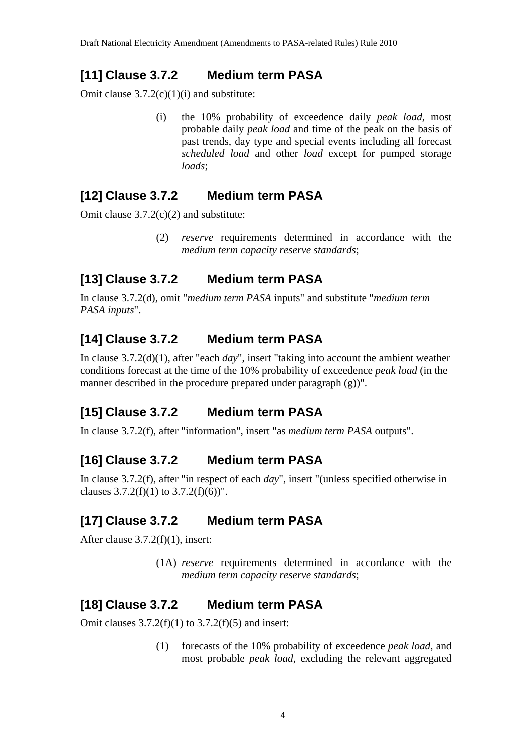## [11] Clause 3.7.2 Medium term PASA

Omit clause 3.7.2(c)(1)(i) and substitute:

> (i) the 10% probability of exceedence daily *peak load*, most probable daily *peak load* and time of the peak on the basis of past trends, day type and special events including all forecast *scheduled load* and other *load* except for pumped storage *loads*;

## [12] Clause 3.7.2 Medium term PASA

Omit clause 3.7.2(c)(2) and substitute:

> (2) *reserve* requirements determined in accordance with the *medium term capacity reserve standards*;

## [13] Clause 3.7.2 Medium term PASA

In clause 3.7.2(d), omit "*medium term PASA* inputs" and substitute "*medium term PASA inputs*".

## [14] Clause 3.7.2 Medium term PASA

In clause 3.7.2(d)(1), after "each *day*", insert "taking into account the ambient weather conditions forecast at the time of the 10% probability of exceedence *peak load* (in the manner described in the procedure prepared under paragraph (g))".

## [15] Clause 3.7.2 Medium term PASA

In clause 3.7.2(f), after "information", insert "as *medium term PASA* outputs".

## [16] Clause 3.7.2 Medium term PASA

In clause 3.7.2(f), after "in respect of each *day*", insert "(unless specified otherwise in clauses 3.7.2(f)(1) to 3.7.2(f)(6))".

## [17] Clause 3.7.2 Medium term PASA

After clause 3.7.2(f)(1), insert:

> (1A) *reserve* requirements determined in accordance with the *medium term capacity reserve standards*;

## [18] Clause 3.7.2 Medium term PASA

Omit clauses 3.7.2(f)(1) to 3.7.2(f)(5) and insert:

> (1) forecasts of the 10% probability of exceedence *peak load*, and most probable *peak load*, excluding the relevant aggregated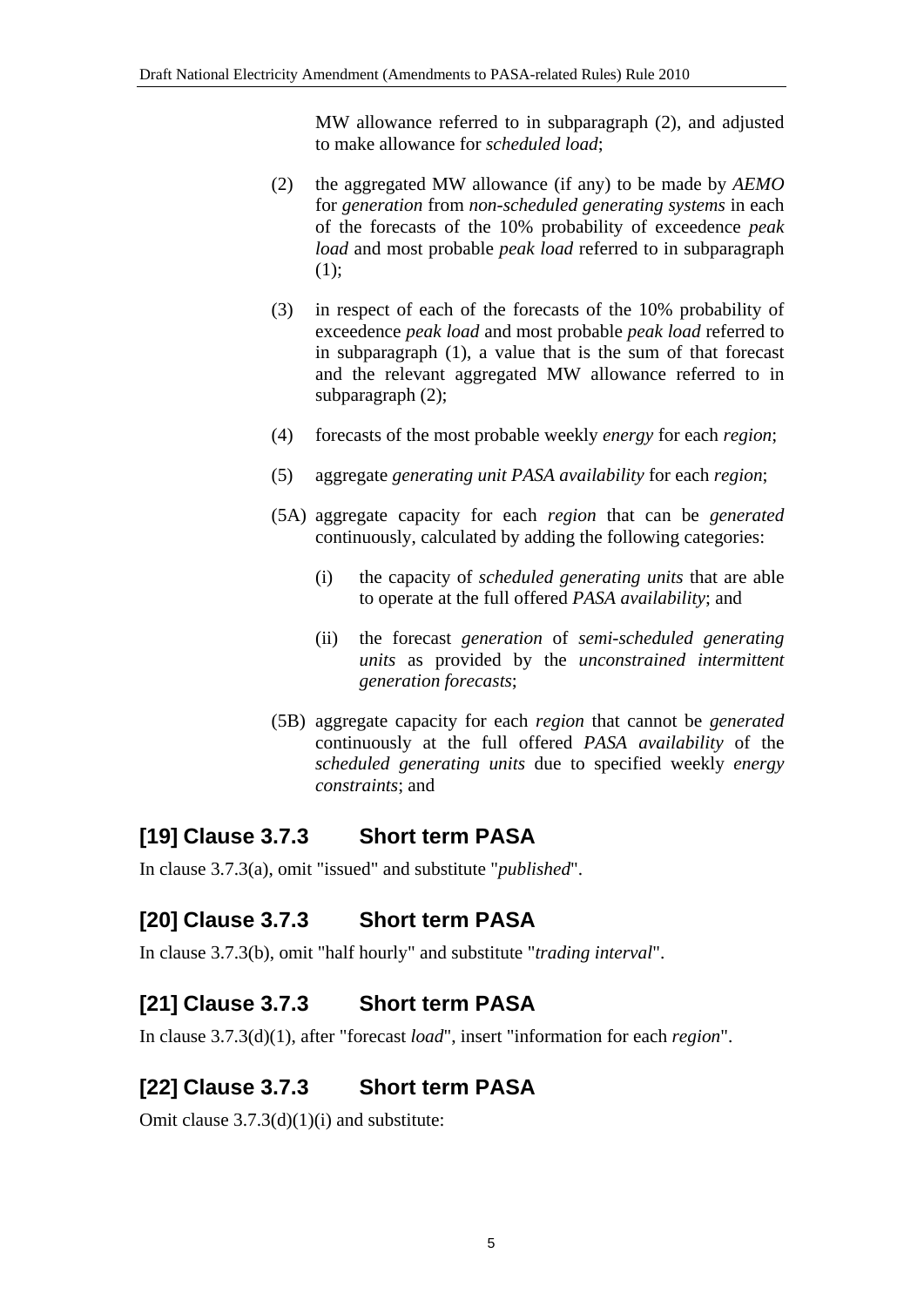MW allowance referred to in subparagraph (2), and adjusted to make allowance for *scheduled load*;

(2) the aggregated MW allowance (if any) to be made by *AEMO* for *generation* from *non-scheduled generating systems* in each of the forecasts of the 10% probability of exceedence *peak load* and most probable *peak load* referred to in subparagraph (1);

(3) in respect of each of the forecasts of the 10% probability of exceedence *peak load* and most probable *peak load* referred to in subparagraph (1), a value that is the sum of that forecast and the relevant aggregated MW allowance referred to in subparagraph (2);

(4) forecasts of the most probable weekly *energy* for each *region*;

(5) aggregate *generating unit PASA availability* for each *region*;

(5A) aggregate capacity for each *region* that can be *generated* continuously, calculated by adding the following categories:

(i) the capacity of *scheduled generating units* that are able to operate at the full offered *PASA availability*; and

(ii) the forecast *generation* of *semi-scheduled generating units* as provided by the *unconstrained intermittent generation forecasts*;

(5B) aggregate capacity for each *region* that cannot be *generated* continuously at the full offered *PASA availability* of the *scheduled generating units* due to specified weekly *energy constraints*; and

## [19] Clause 3.7.3 Short term PASA

In clause 3.7.3(a), omit "issued" and substitute "*published*".

## [20] Clause 3.7.3 Short term PASA

In clause 3.7.3(b), omit "half hourly" and substitute "*trading interval*".

## [21] Clause 3.7.3 Short term PASA

In clause 3.7.3(d)(1), after "forecast *load*", insert "information for each *region*".

## [22] Clause 3.7.3 Short term PASA

Omit clause 3.7.3(d)(1)(i) and substitute: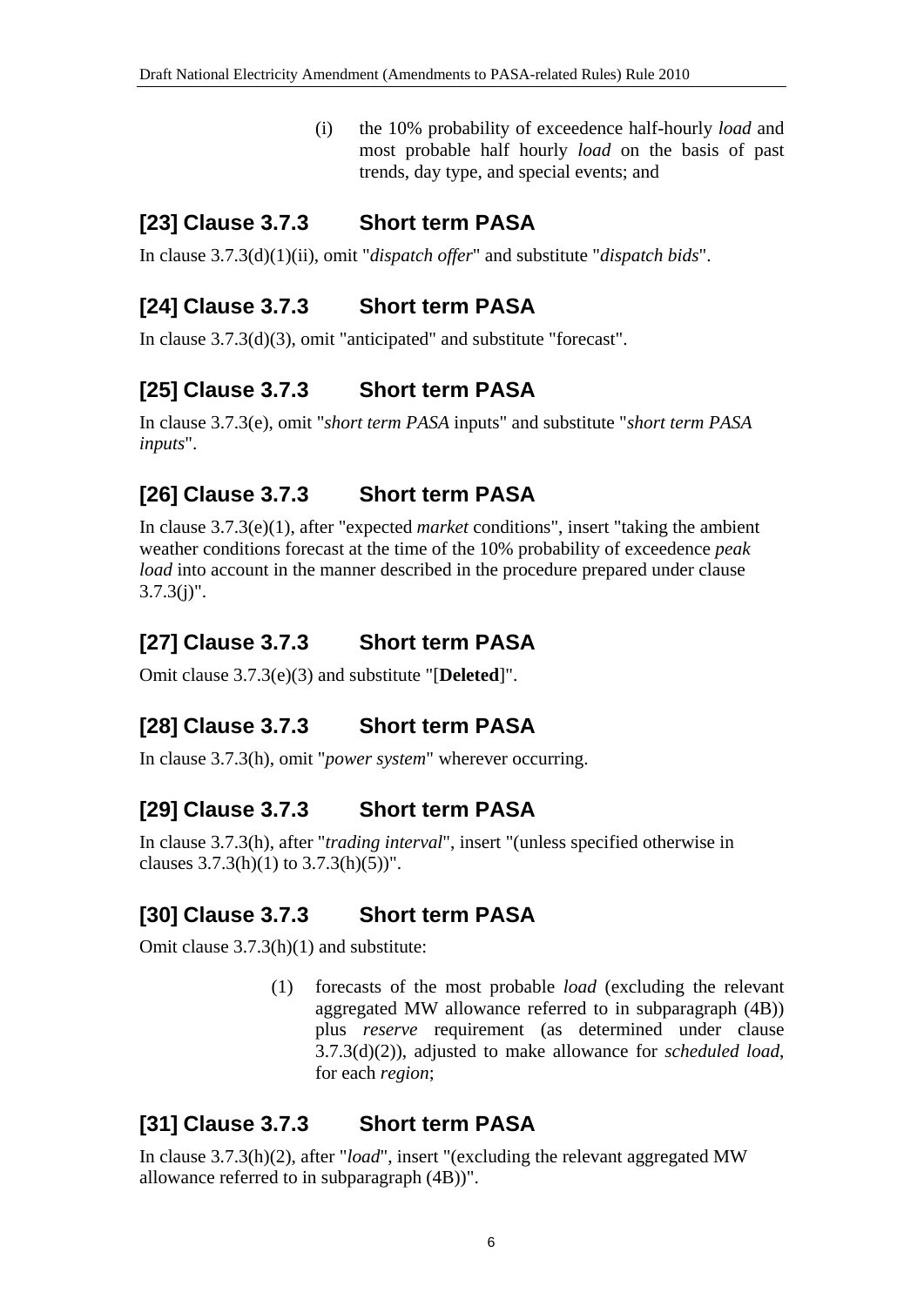(i) the 10% probability of exceedence half-hourly *load* and most probable half hourly *load* on the basis of past trends, day type, and special events; and

## [23] Clause 3.7.3 Short term PASA

In clause 3.7.3(d)(1)(ii), omit "*dispatch offer*" and substitute "*dispatch bids*".

## [24] Clause 3.7.3 Short term PASA

In clause 3.7.3(d)(3), omit "anticipated" and substitute "forecast".

## [25] Clause 3.7.3 Short term PASA

In clause 3.7.3(e), omit "*short term PASA* inputs" and substitute "*short term PASA inputs*".

## [26] Clause 3.7.3 Short term PASA

In clause 3.7.3(e)(1), after "expected *market* conditions", insert "taking the ambient weather conditions forecast at the time of the 10% probability of exceedence *peak load* into account in the manner described in the procedure prepared under clause 3.7.3(j)".

## [27] Clause 3.7.3 Short term PASA

Omit clause 3.7.3(e)(3) and substitute "[**Deleted**]".

## [28] Clause 3.7.3 Short term PASA

In clause 3.7.3(h), omit "*power system*" wherever occurring.

## [29] Clause 3.7.3 Short term PASA

In clause 3.7.3(h), after "*trading interval*", insert "(unless specified otherwise in clauses 3.7.3(h)(1) to 3.7.3(h)(5))".

## [30] Clause 3.7.3 Short term PASA

Omit clause 3.7.3(h)(1) and substitute:

(1) forecasts of the most probable *load* (excluding the relevant aggregated MW allowance referred to in subparagraph (4B)) plus *reserve* requirement (as determined under clause 3.7.3(d)(2)), adjusted to make allowance for *scheduled load*, for each *region*;

## [31] Clause 3.7.3 Short term PASA

In clause 3.7.3(h)(2), after "*load*", insert "(excluding the relevant aggregated MW allowance referred to in subparagraph (4B))".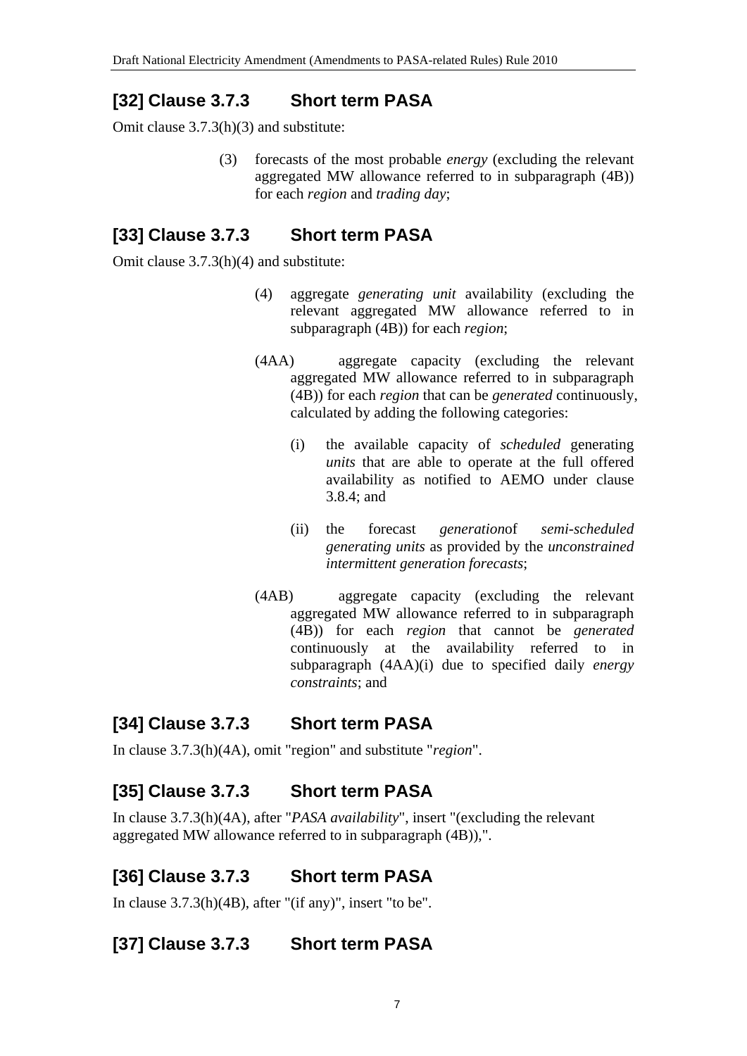## [32] Clause 3.7.3 Short term PASA

Omit clause 3.7.3(h)(3) and substitute:

> (3) forecasts of the most probable *energy* (excluding the relevant aggregated MW allowance referred to in subparagraph (4B)) for each *region* and *trading day*;

## [33] Clause 3.7.3 Short term PASA

Omit clause 3.7.3(h)(4) and substitute:

> (4) aggregate *generating unit* availability (excluding the relevant aggregated MW allowance referred to in subparagraph (4B)) for each *region*;
>
> (4AA) aggregate capacity (excluding the relevant aggregated MW allowance referred to in subparagraph (4B)) for each *region* that can be *generated* continuously, calculated by adding the following categories:
>
> > (i) the available capacity of *scheduled* generating *units* that are able to operate at the full offered availability as notified to AEMO under clause 3.8.4; and
> >
> > (ii) the forecast *generation*of *semi-scheduled generating units* as provided by the *unconstrained intermittent generation forecasts*;
>
> (4AB) aggregate capacity (excluding the relevant aggregated MW allowance referred to in subparagraph (4B)) for each *region* that cannot be *generated* continuously at the availability referred to in subparagraph (4AA)(i) due to specified daily *energy constraints*; and

## [34] Clause 3.7.3 Short term PASA

In clause 3.7.3(h)(4A), omit "region" and substitute "*region*".

## [35] Clause 3.7.3 Short term PASA

In clause 3.7.3(h)(4A), after "*PASA availability*", insert "(excluding the relevant aggregated MW allowance referred to in subparagraph (4B)),".

## [36] Clause 3.7.3 Short term PASA

In clause 3.7.3(h)(4B), after "(if any)", insert "to be".

## [37] Clause 3.7.3 Short term PASA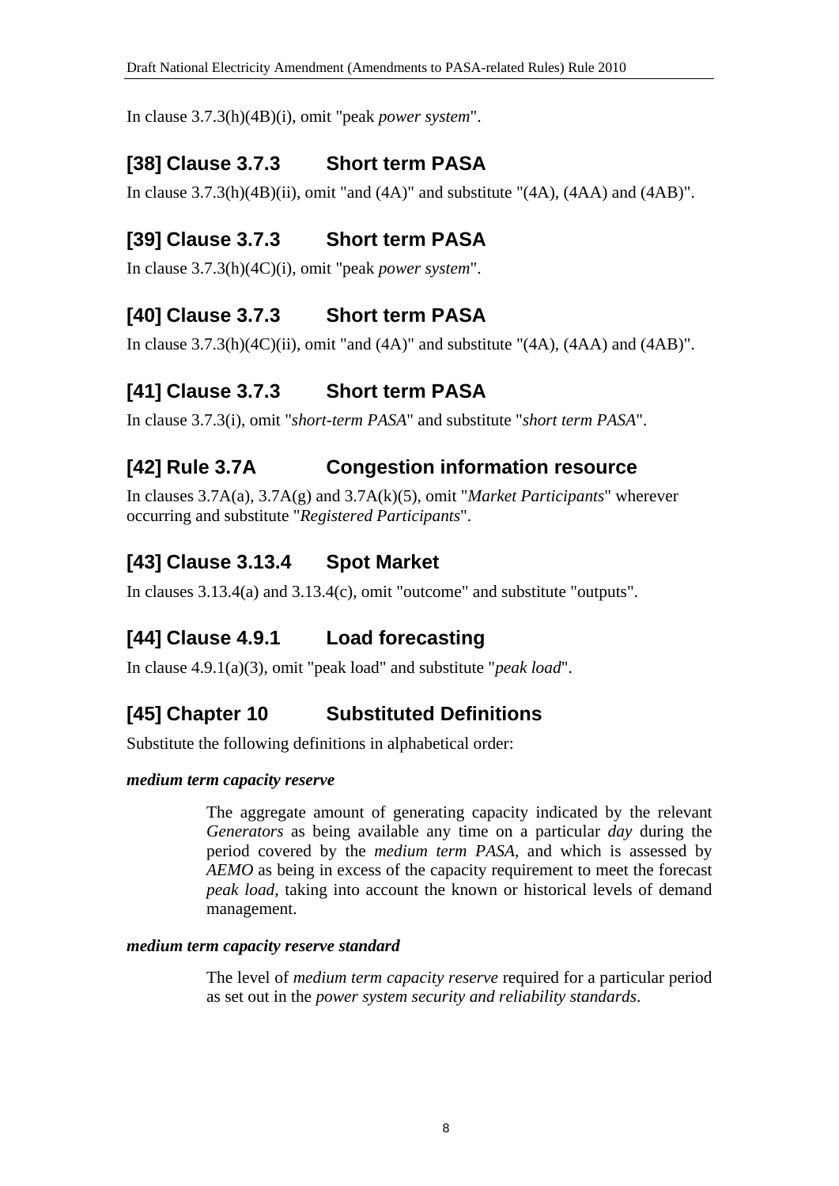In clause 3.7.3(h)(4B)(i), omit "peak *power system*".

## [38] Clause 3.7.3 Short term PASA

In clause 3.7.3(h)(4B)(ii), omit "and (4A)" and substitute "(4A), (4AA) and (4AB)".

## [39] Clause 3.7.3 Short term PASA

In clause 3.7.3(h)(4C)(i), omit "peak *power system*".

## [40] Clause 3.7.3 Short term PASA

In clause 3.7.3(h)(4C)(ii), omit "and (4A)" and substitute "(4A), (4AA) and (4AB)".

## [41] Clause 3.7.3 Short term PASA

In clause 3.7.3(i), omit "*short-term PASA*" and substitute "*short term PASA*".

## [42] Rule 3.7A Congestion information resource

In clauses 3.7A(a), 3.7A(g) and 3.7A(k)(5), omit "*Market Participants*" wherever occurring and substitute "*Registered Participants*".

## [43] Clause 3.13.4 Spot Market

In clauses 3.13.4(a) and 3.13.4(c), omit "outcome" and substitute "outputs".

## [44] Clause 4.9.1 Load forecasting

In clause 4.9.1(a)(3), omit "peak load" and substitute "*peak load*".

## [45] Chapter 10 Substituted Definitions

Substitute the following definitions in alphabetical order:

***medium term capacity reserve***

The aggregate amount of generating capacity indicated by the relevant *Generators* as being available any time on a particular *day* during the period covered by the *medium term PASA*, and which is assessed by *AEMO* as being in excess of the capacity requirement to meet the forecast *peak load*, taking into account the known or historical levels of demand management.

***medium term capacity reserve standard***

The level of *medium term capacity reserve* required for a particular period as set out in the *power system security and reliability standards*.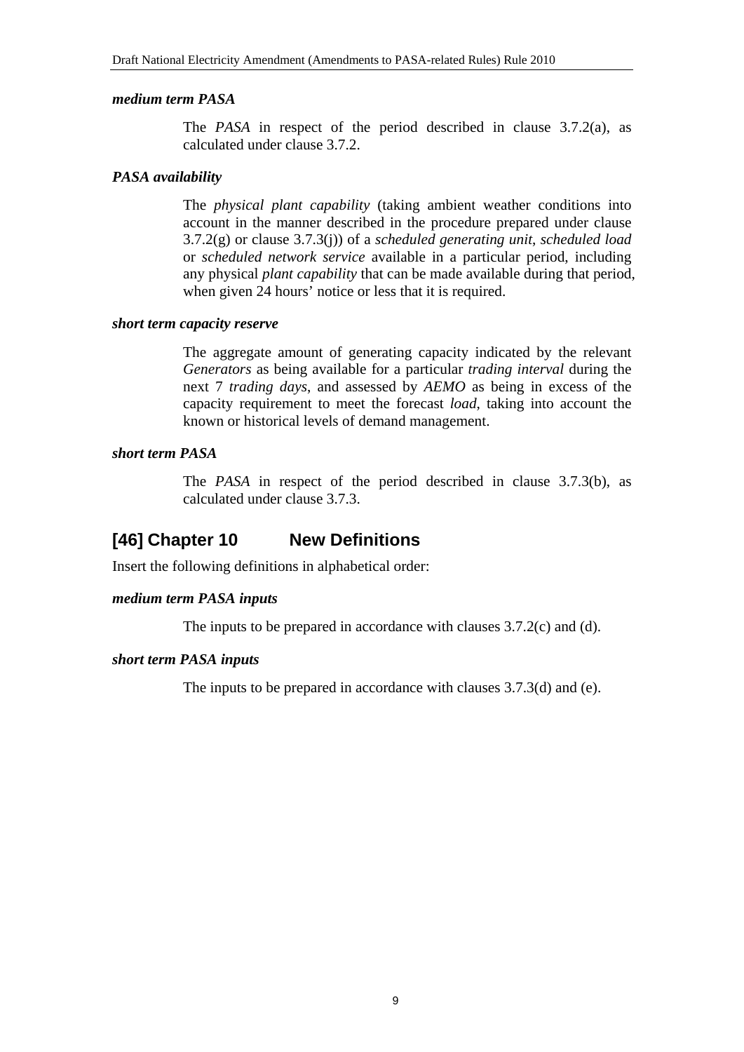***medium term PASA***

The *PASA* in respect of the period described in clause 3.7.2(a), as calculated under clause 3.7.2.

***PASA availability***

The *physical plant capability* (taking ambient weather conditions into account in the manner described in the procedure prepared under clause 3.7.2(g) or clause 3.7.3(j)) of a *scheduled generating unit*, *scheduled load* or *scheduled network service* available in a particular period, including any physical *plant capability* that can be made available during that period, when given 24 hours' notice or less that it is required.

***short term capacity reserve***

The aggregate amount of generating capacity indicated by the relevant *Generators* as being available for a particular *trading interval* during the next 7 *trading days*, and assessed by *AEMO* as being in excess of the capacity requirement to meet the forecast *load*, taking into account the known or historical levels of demand management.

***short term PASA***

The *PASA* in respect of the period described in clause 3.7.3(b), as calculated under clause 3.7.3.

## [46] Chapter 10 New Definitions

Insert the following definitions in alphabetical order:

***medium term PASA inputs***

The inputs to be prepared in accordance with clauses 3.7.2(c) and (d).

***short term PASA inputs***

The inputs to be prepared in accordance with clauses 3.7.3(d) and (e).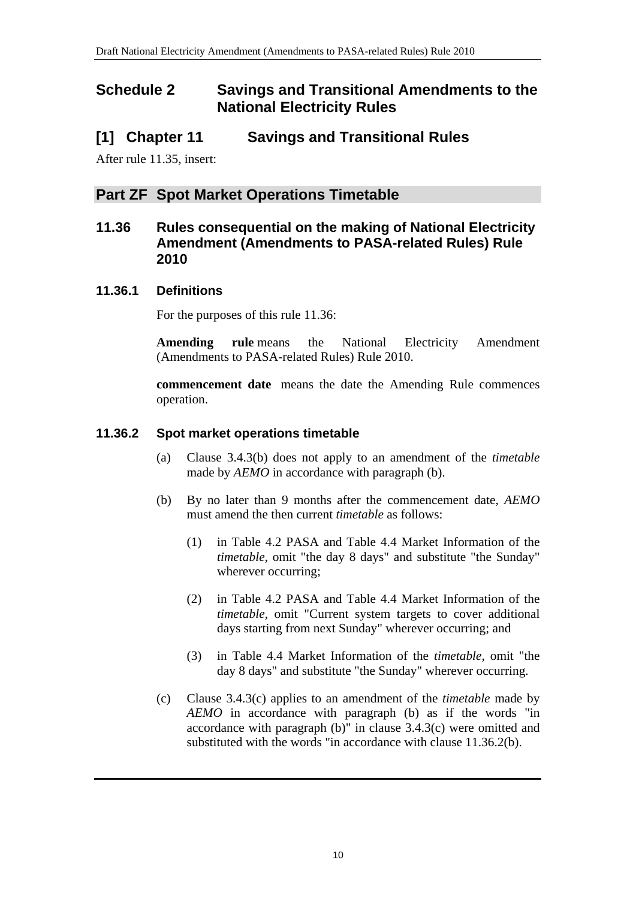# Schedule 2 Savings and Transitional Amendments to the National Electricity Rules

## [1] Chapter 11 Savings and Transitional Rules

After rule 11.35, insert:

## Part ZF Spot Market Operations Timetable

### 11.36 Rules consequential on the making of National Electricity Amendment (Amendments to PASA-related Rules) Rule 2010

#### 11.36.1 Definitions

For the purposes of this rule 11.36:

**Amending rule** means the National Electricity Amendment (Amendments to PASA-related Rules) Rule 2010.

**commencement date** means the date the Amending Rule commences operation.

#### 11.36.2 Spot market operations timetable

(a) Clause 3.4.3(b) does not apply to an amendment of the *timetable* made by *AEMO* in accordance with paragraph (b).

(b) By no later than 9 months after the commencement date, *AEMO* must amend the then current *timetable* as follows:

(1) in Table 4.2 PASA and Table 4.4 Market Information of the *timetable*, omit "the day 8 days" and substitute "the Sunday" wherever occurring;

(2) in Table 4.2 PASA and Table 4.4 Market Information of the *timetable*, omit "Current system targets to cover additional days starting from next Sunday" wherever occurring; and

(3) in Table 4.4 Market Information of the *timetable*, omit "the day 8 days" and substitute "the Sunday" wherever occurring.

(c) Clause 3.4.3(c) applies to an amendment of the *timetable* made by *AEMO* in accordance with paragraph (b) as if the words "in accordance with paragraph (b)" in clause 3.4.3(c) were omitted and substituted with the words "in accordance with clause 11.36.2(b).